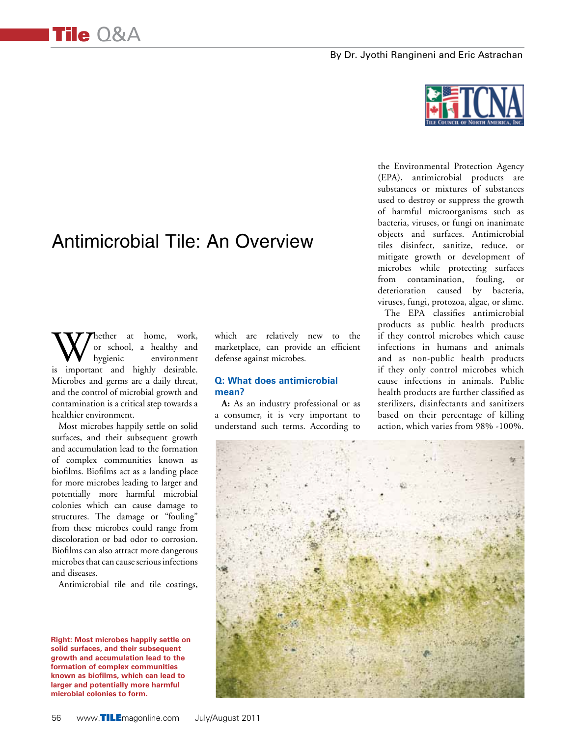# Antimicrobial Tile: An Overview

By Dr. Jyothi Rangineni and Eric Astrachan

Whether at home, work, or school, a healthy and hygienic environment is important and highly desirable. Microbes and germs are a daily threat, and the control of microbial growth and contamination is a critical step towards a healthier environment.

Most microbes happily settle on solid surfaces, and their subsequent growth and accumulation lead to the formation of complex communities known as biofilms. Biofilms act as a landing place for more microbes leading to larger and potentially more harmful microbial colonies which can cause damage to structures. The damage or "fouling" from these microbes could range from discoloration or bad odor to corrosion. Biofilms can also attract more dangerous microbes that can cause serious infections and diseases.

Antimicrobial tile and tile coatings, which are relatively new to the marketplace, can provide an efficient defense against microbes.

## Q: What does antimicrobial mean?

**A:** As an industry professional or as a consumer, it is very important to understand such terms. According to the Environmental Protection Agency (EPA), antimicrobial products are substances or mixtures of substances used to destroy or suppress the growth of harmful microorganisms such as bacteria, viruses, or fungi on inanimate objects and surfaces. Antimicrobial tiles disinfect, sanitize, reduce, or mitigate growth or development of microbes while protecting surfaces from contamination, fouling, or deterioration caused by bacteria, viruses, fungi, protozoa, algae, or slime.

The EPA classifies antimicrobial products as public health products if they control microbes which cause infections in humans and animals and as non-public health products if they only control microbes which cause infections in animals. Public health products are further classified as sterilizers, disinfectants and sanitizers based on their percentage of killing action, which varies from 98% -100%.

Right: Most microbes happily settle on solid surfaces, and their subsequent growth and accumulation lead to the formation of complex communities known as biofilms, which can lead to larger and potentially more harmful microbial colonies to form.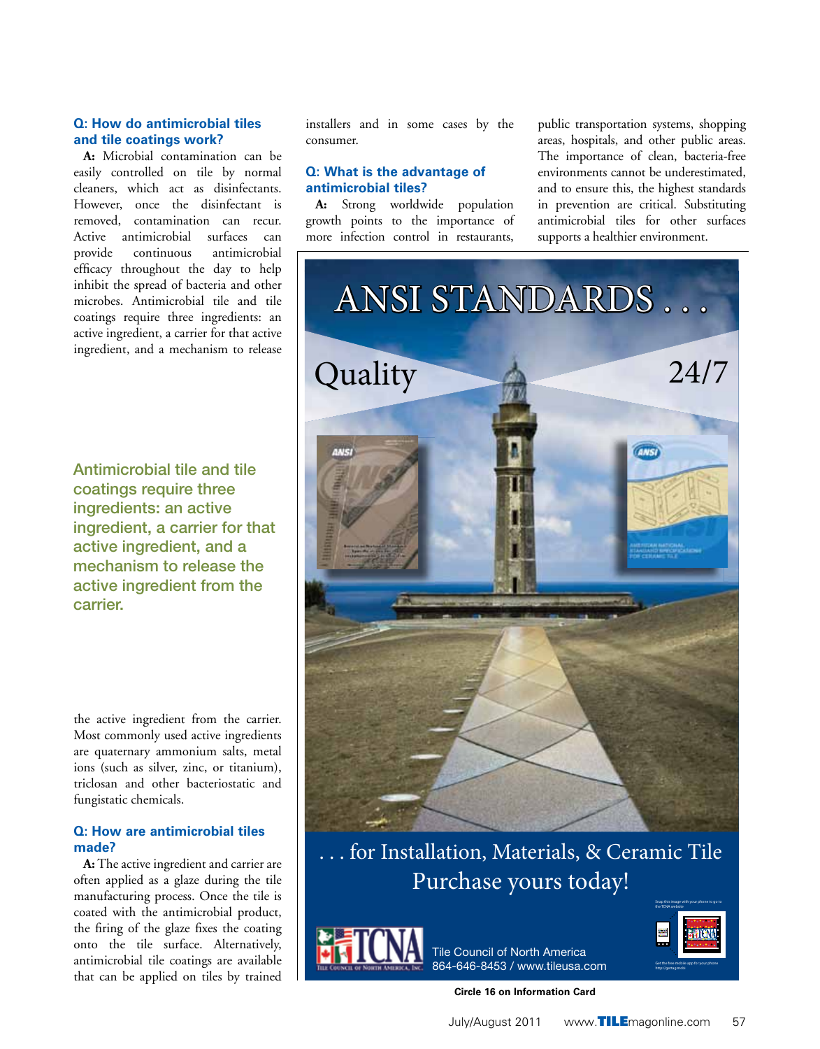### Q: How do antimicrobial tiles and tile coatings work?

**A:** Microbial contamination can be easily controlled on tile by normal cleaners, which act as disinfectants. However, once the disinfectant is removed, contamination can recur. Active antimicrobial surfaces can provide continuous antimicrobial efficacy throughout the day to help inhibit the spread of bacteria and other microbes. Antimicrobial tile and tile coatings require three ingredients: an active ingredient, a carrier for that active ingredient, and a mechanism to release the active ingredient from the carrier. Most commonly used active ingredients are quaternary ammonium salts, metal ions (such as silver, zinc, or titanium), triclosan and other bacteriostatic and fungistatic chemicals.

> Antimicrobial tile and tile coatings require three ingredients: an active ingredient, a carrier for that active ingredient, and a mechanism to release the active ingredient from the carrier.

### Q: How are antimicrobial tiles made?

**A:** The active ingredient and carrier are often applied as a glaze during the tile manufacturing process. Once the tile is coated with the antimicrobial product, the firing of the glaze fixes the coating onto the tile surface. Alternatively, antimicrobial tile coatings are available that can be applied on tiles by trained installers and in some cases by the consumer.

### Q: What is the advantage of antimicrobial tiles?

**A:** Strong worldwide population growth points to the importance of more infection control in restaurants, public transportation systems, shopping areas, hospitals, and other public areas. The importance of clean, bacteria-free environments cannot be underestimated, and to ensure this, the highest standards in prevention are critical. Substituting antimicrobial tiles for other surfaces supports a healthier environment.

ANSI STANDARDS . . .

Quality 24/7

. . . for Installation, Materials, & Ceramic Tile

Purchase yours today!

Tile Council of North America
864-646-8453 / www.tileusa.com

Circle 16 on Information Card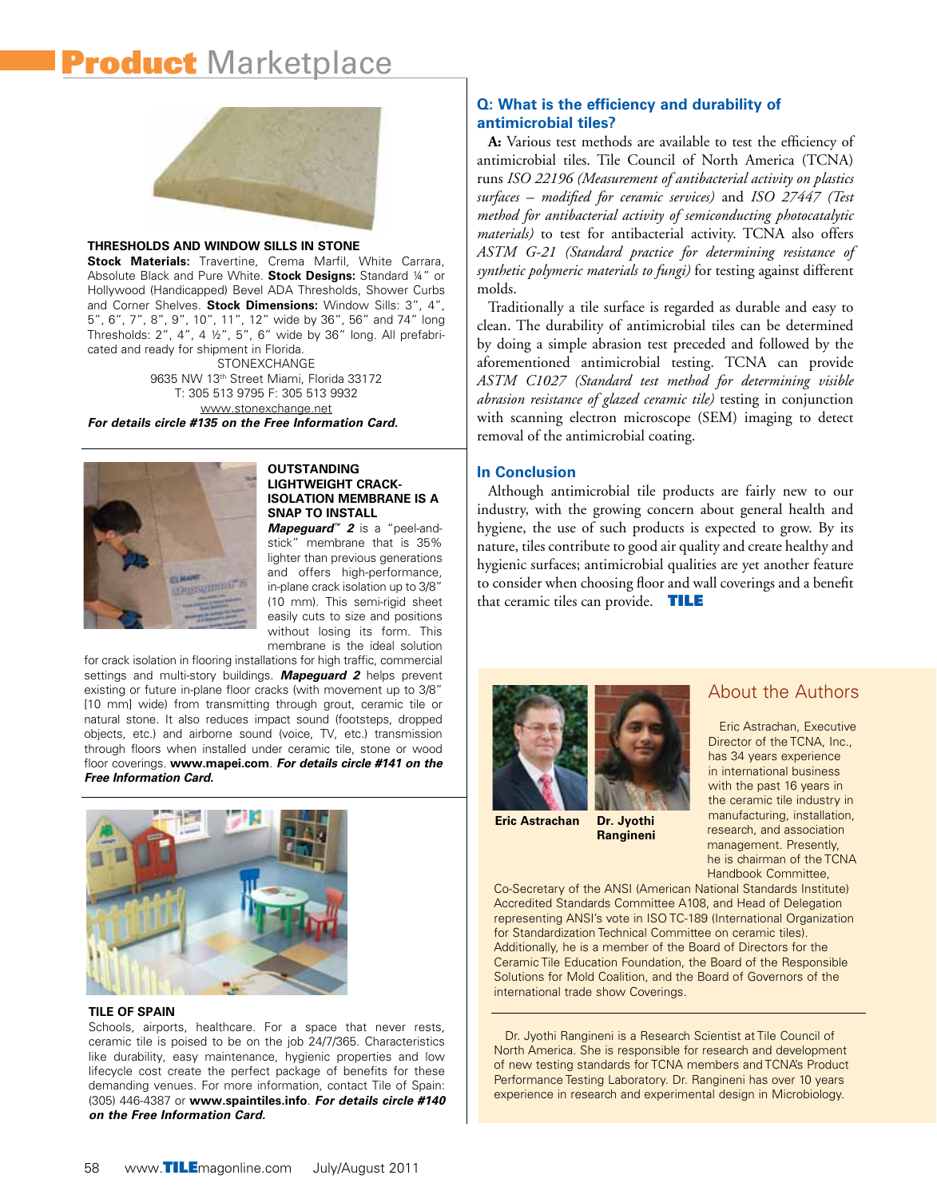# **Product** Marketplace

**THRESHOLDS AND WINDOW SILLS IN STONE**

**Stock Materials:** Travertine, Crema Marfil, White Carrara, Absolute Black and Pure White. **Stock Designs:** Standard ¼" or Hollywood (Handicapped) Bevel ADA Thresholds, Shower Curbs and Corner Shelves. **Stock Dimensions:** Window Sills: 3", 4", 5", 6", 7", 8", 9", 10", 11", 12" wide by 36", 56" and 74" long Thresholds: 2", 4", 4 ½", 5", 6" wide by 36" long. All prefabricated and ready for shipment in Florida.

STONEXCHANGE
9635 NW 13th Street Miami, Florida 33172
T: 305 513 9795 F: 305 513 9932
www.stonexchange.net

***For details circle #135 on the Free Information Card.***

**OUTSTANDING LIGHTWEIGHT CRACK-ISOLATION MEMBRANE IS A SNAP TO INSTALL**

***Mapeguard™ 2*** is a "peel-and-stick" membrane that is 35% lighter than previous generations and offers high-performance, in-plane crack isolation up to 3/8" (10 mm). This semi-rigid sheet easily cuts to size and positions without losing its form. This membrane is the ideal solution for crack isolation in flooring installations for high traffic, commercial settings and multi-story buildings. ***Mapeguard 2*** helps prevent existing or future in-plane floor cracks (with movement up to 3/8" [10 mm] wide) from transmitting through grout, ceramic tile or natural stone. It also reduces impact sound (footsteps, dropped objects, etc.) and airborne sound (voice, TV, etc.) transmission through floors when installed under ceramic tile, stone or wood floor coverings. **www.mapei.com**. ***For details circle #141 on the Free Information Card.***

**TILE OF SPAIN**

Schools, airports, healthcare. For a space that never rests, ceramic tile is poised to be on the job 24/7/365. Characteristics like durability, easy maintenance, hygienic properties and low lifecycle cost create the perfect package of benefits for these demanding venues. For more information, contact Tile of Spain: (305) 446-4387 or **www.spaintiles.info**. ***For details circle #140 on the Free Information Card.***

### Q: What is the efficiency and durability of antimicrobial tiles?

**A:** Various test methods are available to test the efficiency of antimicrobial tiles. Tile Council of North America (TCNA) runs *ISO 22196 (Measurement of antibacterial activity on plastics surfaces – modified for ceramic services)* and *ISO 27447 (Test method for antibacterial activity of semiconducting photocatalytic materials)* to test for antibacterial activity. TCNA also offers *ASTM G-21 (Standard practice for determining resistance of synthetic polymeric materials to fungi)* for testing against different molds.

Traditionally a tile surface is regarded as durable and easy to clean. The durability of antimicrobial tiles can be determined by doing a simple abrasion test preceded and followed by the aforementioned antimicrobial testing. TCNA can provide *ASTM C1027 (Standard test method for determining visible abrasion resistance of glazed ceramic tile)* testing in conjunction with scanning electron microscope (SEM) imaging to detect removal of the antimicrobial coating.

### In Conclusion

Although antimicrobial tile products are fairly new to our industry, with the growing concern about general health and hygiene, the use of such products is expected to grow. By its nature, tiles contribute to good air quality and create healthy and hygienic surfaces; antimicrobial qualities are yet another feature to consider when choosing floor and wall coverings and a benefit that ceramic tiles can provide. **TILE**

## About the Authors

**Eric Astrachan** **Dr. Jyothi Rangineni**

Eric Astrachan, Executive Director of the TCNA, Inc., has 34 years experience in international business with the past 16 years in the ceramic tile industry in manufacturing, installation, research, and association management. Presently, he is chairman of the TCNA Handbook Committee, Co-Secretary of the ANSI (American National Standards Institute) Accredited Standards Committee A108, and Head of Delegation representing ANSI's vote in ISO TC-189 (International Organization for Standardization Technical Committee on ceramic tiles). Additionally, he is a member of the Board of Directors for the Ceramic Tile Education Foundation, the Board of the Responsible Solutions for Mold Coalition, and the Board of Governors of the international trade show Coverings.

Dr. Jyothi Rangineni is a Research Scientist at Tile Council of North America. She is responsible for research and development of new testing standards for TCNA members and TCNA's Product Performance Testing Laboratory. Dr. Rangineni has over 10 years experience in research and experimental design in Microbiology.